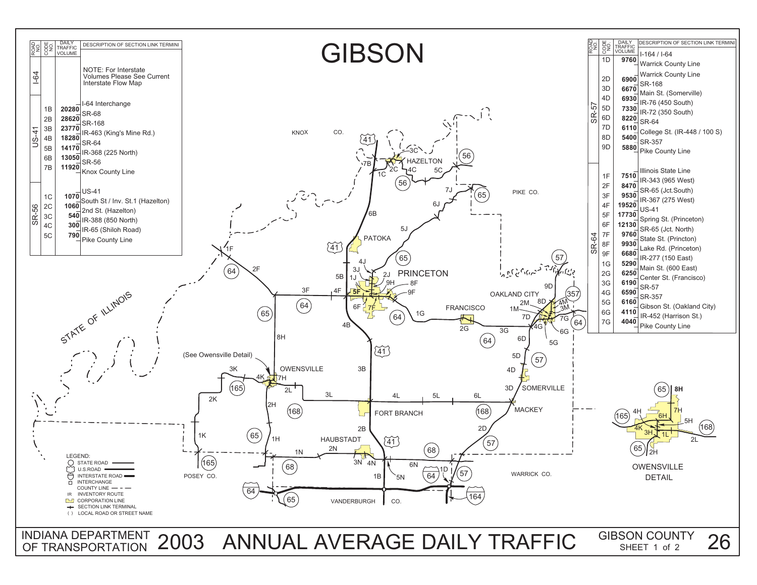# GIBSON

| ROAD NO. | CODE NO. | DAILY TRAFFIC VOLUME | DESCRIPTION OF SECTION LINK TERMINI |
|---|---|---|---|
| I-64 | | | NOTE: For Interstate Volumes Please See Current Interstate Flow Map |
| US-41 | | | I-64 Interchange |
| | 1B | 20280 | SR-68 |
| | 2B | 28620 | SR-168 |
| | 3B | 23770 | IR-463 (King's Mine Rd.) |
| | 4B | 18280 | SR-64 |
| | 5B | 14170 | IR-368 (225 North) |
| | 6B | 13050 | SR-56 |
| | 7B | 11920 | Knox County Line |
| SR-56 | | | US-41 |
| | 1C | 1070 | South St / Inv. St.1 (Hazelton) |
| | 2C | 1060 | 2nd St. (Hazelton) |
| | 3C | 540 | IR-388 (850 North) |
| | 4C | 300 | IR-65 (Shiloh Road) |
| | 5C | 790 | Pike County Line |

| ROAD NO. | CODE NO. | DAILY TRAFFIC VOLUME | DESCRIPTION OF SECTION LINK TERMINI |
|---|---|---|---|
| SR-57 | | | I-164 / I-64 |
| | 1D | 9760 | Warrick County Line |
| | | | Warrick County Line |
| | 2D | 6900 | SR-168 |
| | 3D | 6670 | Main St. (Somerville) |
| | 4D | 6930 | IR-76 (450 South) |
| | 5D | 7330 | IR-72 (350 South) |
| | 6D | 8220 | SR-64 |
| | 7D | 6110 | College St. (IR-448 / 100 S) |
| | 8D | 5400 | SR-357 |
| | 9D | 5880 | Pike County Line |
| SR-64 | | | Illinois State Line |
| | 1F | 7510 | IR-343 (965 West) |
| | 2F | 8470 | SR-65 (Jct.South) |
| | 3F | 9530 | IR-367 (275 West) |
| | 4F | 19520 | US-41 |
| | 5F | 17730 | Spring St. (Princeton) |
| | 6F | 12130 | SR-65 (Jct. North) |
| | 7F | 9760 | State St. (Princton) |
| | 8F | 9930 | Lake Rd. (Princeton) |
| | 9F | 6680 | IR-277 (150 East) |
| | 1G | 5290 | Main St. (600 East) |
| | 2G | 6250 | Center St. (Francisco) |
| | 3G | 6190 | SR-57 |
| | 4G | 6590 | SR-357 |
| | 5G | 6160 | Gibson St. (Oakland City) |
| | 6G | 4110 | IR-452 (Harrison St.) |
| | 7G | 4040 | Pike County Line |

LEGEND:
- STATE ROAD
- U.S.ROAD
- INTERSTATE ROAD
- INTERCHANGE
- COUNTY LINE
- IR INVENTORY ROUTE
- CORPORATION LINE
- SECTION LINK TERMINAL
- ( ) LOCAL ROAD OR STREET NAME

OWENSVILLE DETAIL

INDIANA DEPARTMENT OF TRANSPORTATION — 2003 ANNUAL AVERAGE DAILY TRAFFIC — GIBSON COUNTY SHEET 1 of 2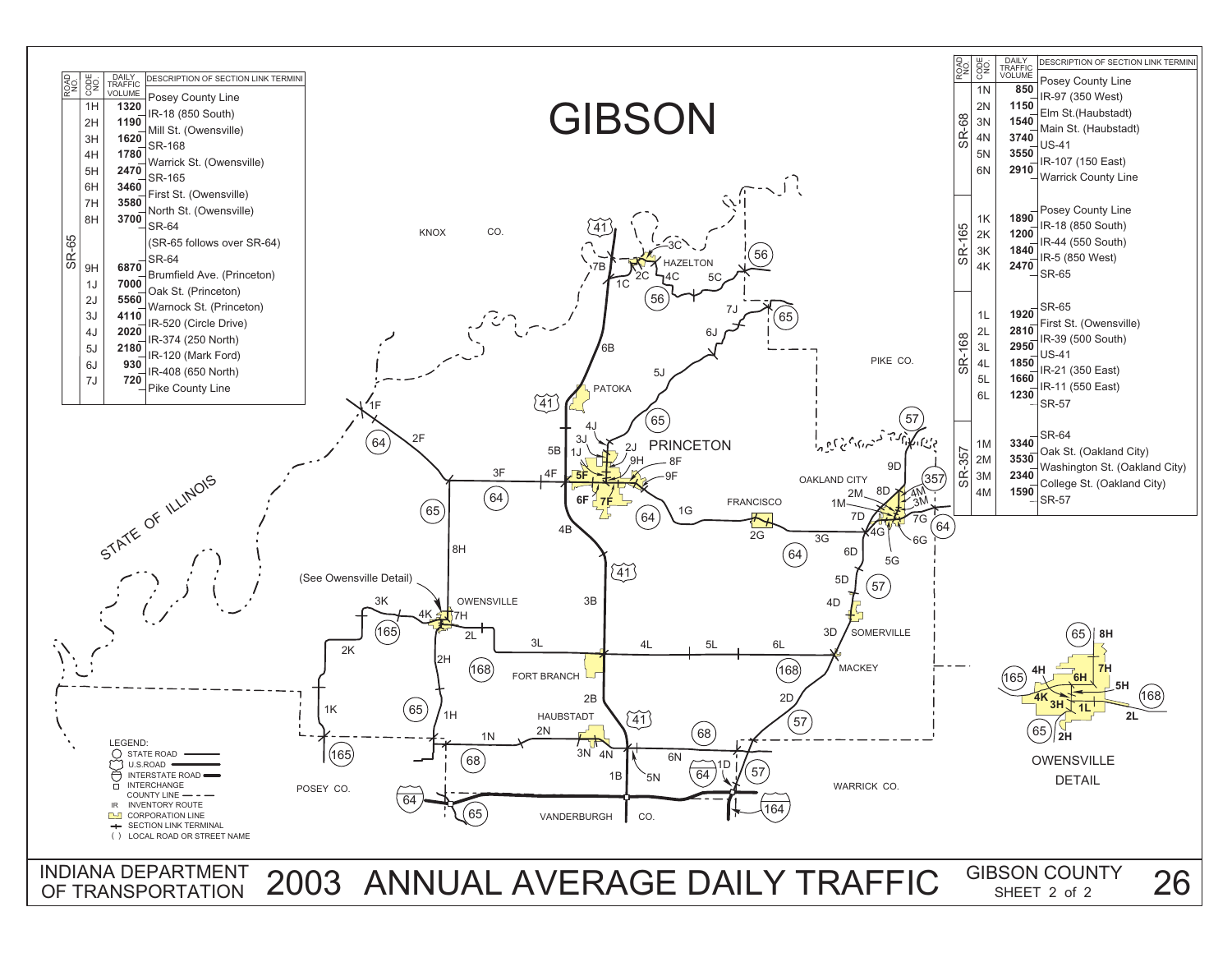# GIBSON

| ROAD NO. | CODE NO. | DAILY TRAFFIC VOLUME | DESCRIPTION OF SECTION LINK TERMINI |
|---|---|---|---|
| SR-65 | | | Posey County Line |
| | 1H | 1320 | IR-18 (850 South) |
| | 2H | 1190 | Mill St. (Owensville) |
| | 3H | 1620 | SR-168 |
| | 4H | 1780 | Warrick St. (Owensville) |
| | 5H | 2470 | SR-165 |
| | 6H | 3460 | First St. (Owensville) |
| | 7H | 3580 | North St. (Owensville) |
| | 8H | 3700 | SR-64 |
| | | | (SR-65 follows over SR-64) |
| | | | SR-64 |
| | 9H | 6870 | Brumfield Ave. (Princeton) |
| | 1J | 7000 | Oak St. (Princeton) |
| | 2J | 5560 | Warnock St. (Princeton) |
| | 3J | 4110 | IR-520 (Circle Drive) |
| | 4J | 2020 | IR-374 (250 North) |
| | 5J | 2180 | IR-120 (Mark Ford) |
| | 6J | 930 | IR-408 (650 North) |
| | 7J | 720 | Pike County Line |

| ROAD NO. | CODE NO. | DAILY TRAFFIC VOLUME | DESCRIPTION OF SECTION LINK TERMINI |
|---|---|---|---|
| SR-68 | | | Posey County Line |
| | 1N | 850 | IR-97 (350 West) |
| | 2N | 1150 | Elm St.(Haubstadt) |
| | 3N | 1540 | Main St. (Haubstadt) |
| | 4N | 3740 | US-41 |
| | 5N | 3550 | IR-107 (150 East) |
| | 6N | 2910 | Warrick County Line |
| SR-165 | | | Posey County Line |
| | 1K | 1890 | IR-18 (850 South) |
| | 2K | 1200 | IR-44 (550 South) |
| | 3K | 1840 | IR-5 (850 West) |
| | 4K | 2470 | SR-65 |
| SR-168 | | | SR-65 |
| | 1L | 1920 | First St. (Owensville) |
| | 2L | 2810 | IR-39 (500 South) |
| | 3L | 2950 | US-41 |
| | 4L | 1850 | IR-21 (350 East) |
| | 5L | 1660 | IR-11 (550 East) |
| | 6L | 1230 | SR-57 |
| SR-357 | | | SR-64 |
| | 1M | 3340 | Oak St. (Oakland City) |
| | 2M | 3530 | Washington St. (Oakland City) |
| | 3M | 2340 | College St. (Oakland City) |
| | 4M | 1590 | SR-57 |

KNOX CO.
PIKE CO.
POSEY CO.
VANDERBURGH CO.
WARRICK CO.
STATE OF ILLINOIS
PRINCETON
HAZELTON
PATOKA
FRANCISCO
OAKLAND CITY
OWENSVILLE
SOMERVILLE
MACKEY
FORT BRANCH
HAUBSTADT
(See Owensville Detail)

OWENSVILLE DETAIL

LEGEND:
STATE ROAD
U.S.ROAD
INTERSTATE ROAD
INTERCHANGE
COUNTY LINE
IR INVENTORY ROUTE
CORPORATION LINE
SECTION LINK TERMINAL
( ) LOCAL ROAD OR STREET NAME

INDIANA DEPARTMENT OF TRANSPORTATION

2003 ANNUAL AVERAGE DAILY TRAFFIC

GIBSON COUNTY 26